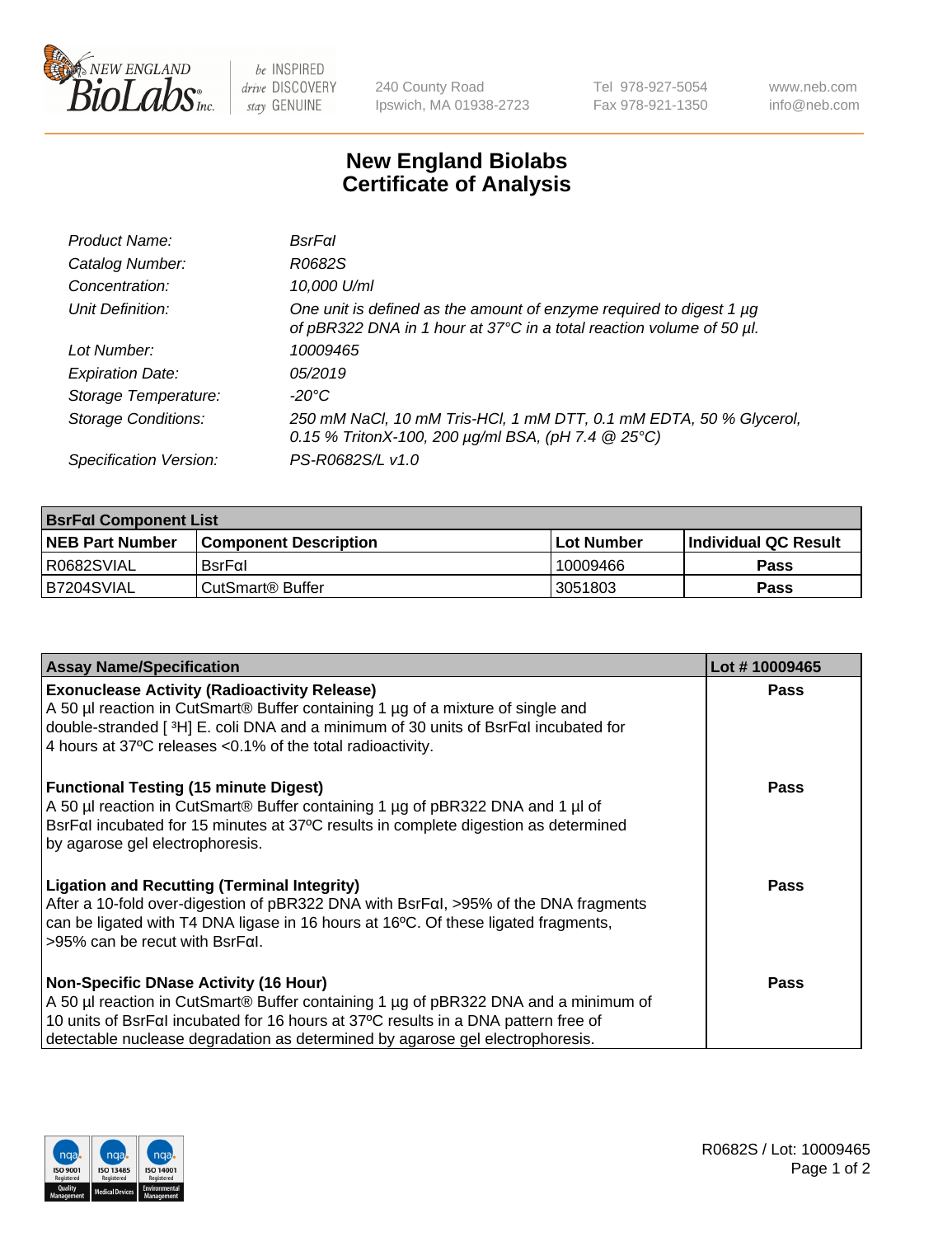# New England Biolabs Certificate of Analysis

| | |
|---|---|
| *Product Name:* | *BsrFαI* |
| *Catalog Number:* | *R0682S* |
| *Concentration:* | *10,000 U/ml* |
| *Unit Definition:* | *One unit is defined as the amount of enzyme required to digest 1 µg of pBR322 DNA in 1 hour at 37°C in a total reaction volume of 50 µl.* |
| *Lot Number:* | *10009465* |
| *Expiration Date:* | *05/2019* |
| *Storage Temperature:* | *-20°C* |
| *Storage Conditions:* | *250 mM NaCl, 10 mM Tris-HCl, 1 mM DTT, 0.1 mM EDTA, 50 % Glycerol, 0.15 % TritonX-100, 200 µg/ml BSA, (pH 7.4 @ 25°C)* |
| *Specification Version:* | *PS-R0682S/L v1.0* |

| **BsrFαI Component List** | | | |
|---|---|---|---|
| **NEB Part Number** | **Component Description** | **Lot Number** | **Individual QC Result** |
| R0682SVIAL | BsrFαI | 10009466 | **Pass** |
| B7204SVIAL | CutSmart® Buffer | 3051803 | **Pass** |

| **Assay Name/Specification** | **Lot # 10009465** |
|---|---|
| **Exonuclease Activity (Radioactivity Release)** A 50 µl reaction in CutSmart® Buffer containing 1 µg of a mixture of single and double-stranded [ $^3$H] E. coli DNA and a minimum of 30 units of BsrFαI incubated for 4 hours at 37ºC releases <0.1% of the total radioactivity. | **Pass** |
| **Functional Testing (15 minute Digest)** A 50 µl reaction in CutSmart® Buffer containing 1 µg of pBR322 DNA and 1 µl of BsrFαI incubated for 15 minutes at 37ºC results in complete digestion as determined by agarose gel electrophoresis. | **Pass** |
| **Ligation and Recutting (Terminal Integrity)** After a 10-fold over-digestion of pBR322 DNA with BsrFαI, >95% of the DNA fragments can be ligated with T4 DNA ligase in 16 hours at 16ºC. Of these ligated fragments, >95% can be recut with BsrFαI. | **Pass** |
| **Non-Specific DNase Activity (16 Hour)** A 50 µl reaction in CutSmart® Buffer containing 1 µg of pBR322 DNA and a minimum of 10 units of BsrFαI incubated for 16 hours at 37ºC results in a DNA pattern free of detectable nuclease degradation as determined by agarose gel electrophoresis. | **Pass** |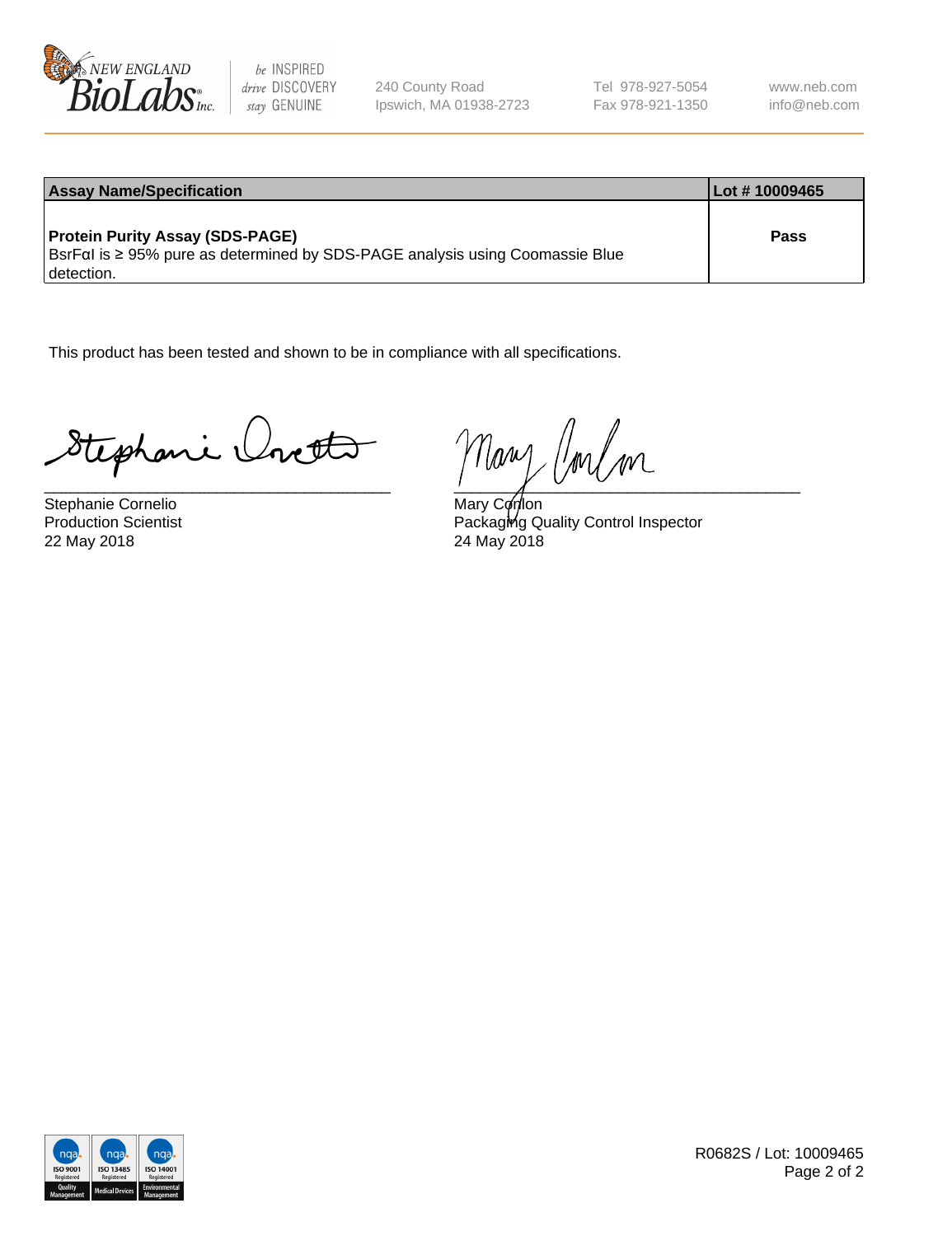| Assay Name/Specification | Lot # 10009465 |
| --- | --- |
| **Protein Purity Assay (SDS-PAGE)**<br>BsrFαI is ≥ 95% pure as determined by SDS-PAGE analysis using Coomassie Blue detection. | **Pass** |

This product has been tested and shown to be in compliance with all specifications.

Stephanie Cornelio
Production Scientist
22 May 2018

Mary Conlon
Packaging Quality Control Inspector
24 May 2018

R0682S / Lot: 10009465